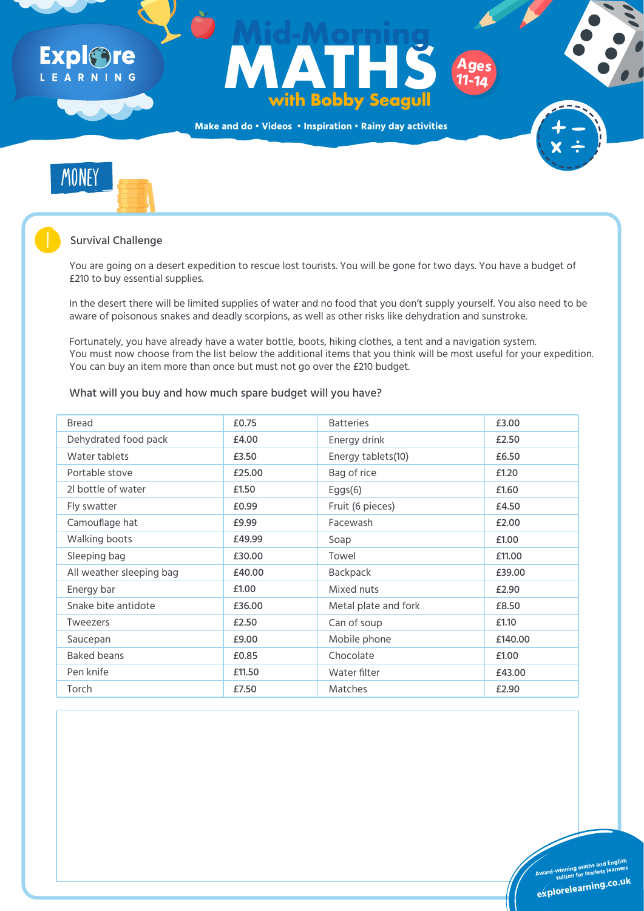# Mid-Morning MATHS with Bobby Seagull

Ages 11-14

Make and do • Videos • Inspiration • Rainy day activities

## MONEY

### 1 Survival Challenge

You are going on a desert expedition to rescue lost tourists. You will be gone for two days. You have a budget of £210 to buy essential supplies.

In the desert there will be limited supplies of water and no food that you don't supply yourself. You also need to be aware of poisonous snakes and deadly scorpions, as well as other risks like dehydration and sunstroke.

Fortunately, you have already have a water bottle, boots, hiking clothes, a tent and a navigation system.
You must now choose from the list below the additional items that you think will be most useful for your expedition. You can buy an item more than once but must not go over the £210 budget.

What will you buy and how much spare budget will you have?

| | | | |
|---|---|---|---|
| Bread | £0.75 | Batteries | £3.00 |
| Dehydrated food pack | £4.00 | Energy drink | £2.50 |
| Water tablets | £3.50 | Energy tablets(10) | £6.50 |
| Portable stove | £25.00 | Bag of rice | £1.20 |
| 2l bottle of water | £1.50 | Eggs(6) | £1.60 |
| Fly swatter | £0.99 | Fruit (6 pieces) | £4.50 |
| Camouflage hat | £9.99 | Facewash | £2.00 |
| Walking boots | £49.99 | Soap | £1.00 |
| Sleeping bag | £30.00 | Towel | £11.00 |
| All weather sleeping bag | £40.00 | Backpack | £39.00 |
| Energy bar | £1.00 | Mixed nuts | £2.90 |
| Snake bite antidote | £36.00 | Metal plate and fork | £8.50 |
| Tweezers | £2.50 | Can of soup | £1.10 |
| Saucepan | £9.00 | Mobile phone | £140.00 |
| Baked beans | £0.85 | Chocolate | £1.00 |
| Pen knife | £11.50 | Water filter | £43.00 |
| Torch | £7.50 | Matches | £2.90 |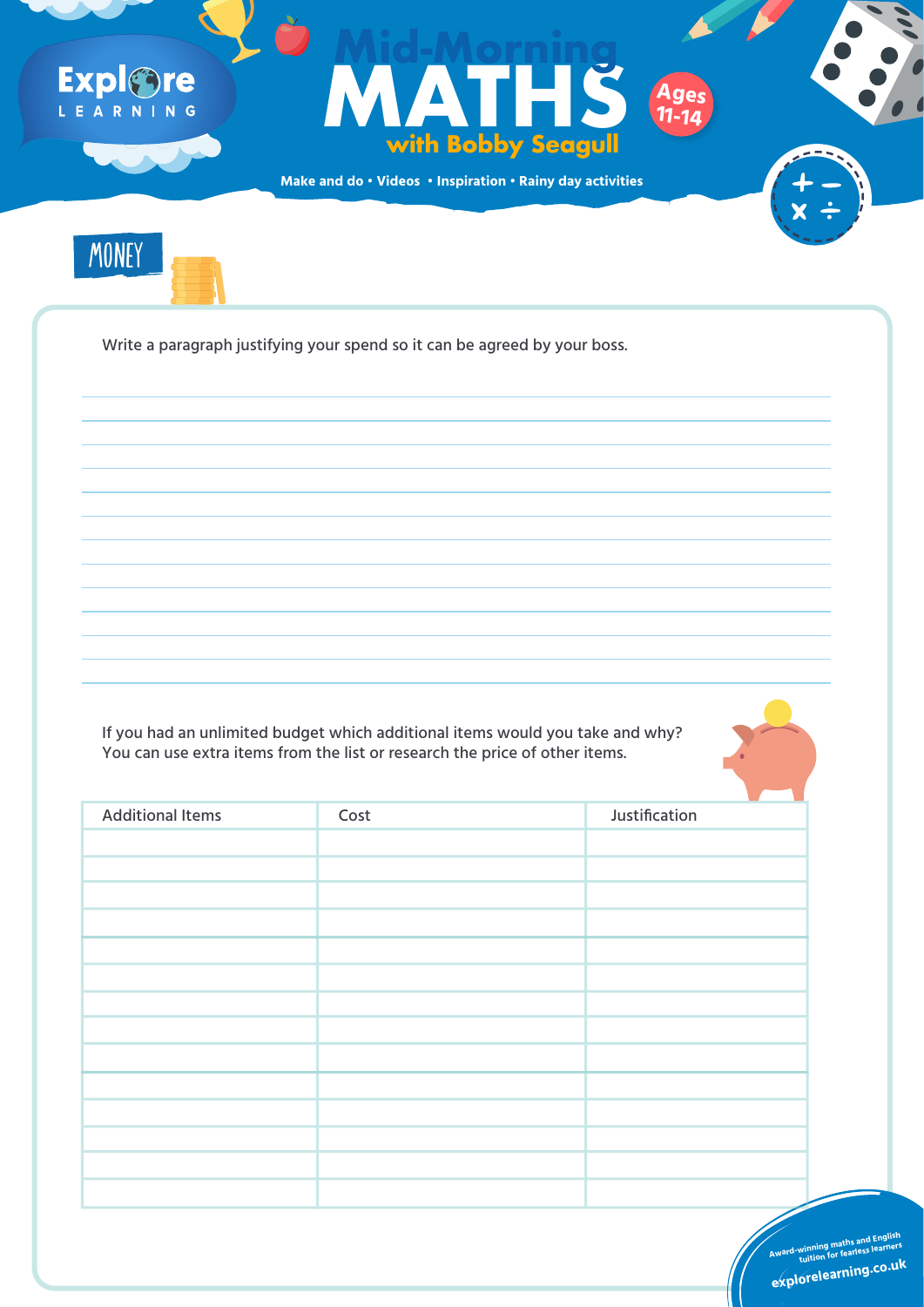# Mid-Morning MATHS with Bobby Seagull

Ages 11-14

Make and do • Videos • Inspiration • Rainy day activities

## MONEY

Write a paragraph justifying your spend so it can be agreed by your boss.

If you had an unlimited budget which additional items would you take and why? You can use extra items from the list or research the price of other items.

| Additional Items | Cost | Justification |
|---|---|---|
| | | |
| | | |
| | | |
| | | |
| | | |
| | | |
| | | |
| | | |
| | | |
| | | |
| | | |
| | | |
| | | |
| | | |

Award-winning maths and English tuition for fearless learners

explorelearning.co.uk